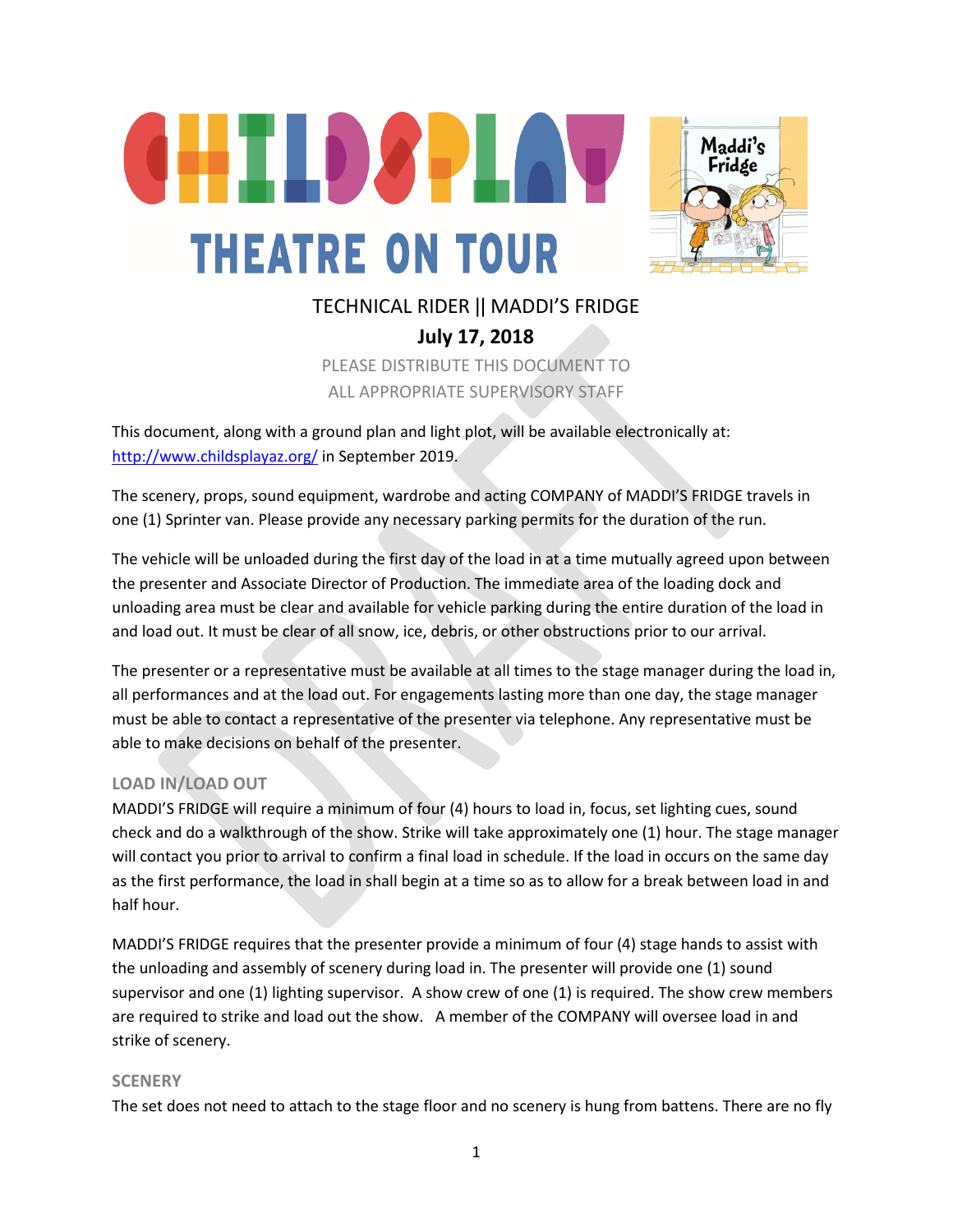# CHILDSPLAY THEATRE ON TOUR

## TECHNICAL RIDER || MADDI'S FRIDGE

**July 17, 2018**

PLEASE DISTRIBUTE THIS DOCUMENT TO ALL APPROPRIATE SUPERVISORY STAFF

This document, along with a ground plan and light plot, will be available electronically at: http://www.childsplayaz.org/ in September 2019.

The scenery, props, sound equipment, wardrobe and acting COMPANY of MADDI'S FRIDGE travels in one (1) Sprinter van. Please provide any necessary parking permits for the duration of the run.

The vehicle will be unloaded during the first day of the load in at a time mutually agreed upon between the presenter and Associate Director of Production. The immediate area of the loading dock and unloading area must be clear and available for vehicle parking during the entire duration of the load in and load out. It must be clear of all snow, ice, debris, or other obstructions prior to our arrival.

The presenter or a representative must be available at all times to the stage manager during the load in, all performances and at the load out. For engagements lasting more than one day, the stage manager must be able to contact a representative of the presenter via telephone. Any representative must be able to make decisions on behalf of the presenter.

### LOAD IN/LOAD OUT

MADDI'S FRIDGE will require a minimum of four (4) hours to load in, focus, set lighting cues, sound check and do a walkthrough of the show. Strike will take approximately one (1) hour. The stage manager will contact you prior to arrival to confirm a final load in schedule. If the load in occurs on the same day as the first performance, the load in shall begin at a time so as to allow for a break between load in and half hour.

MADDI'S FRIDGE requires that the presenter provide a minimum of four (4) stage hands to assist with the unloading and assembly of scenery during load in. The presenter will provide one (1) sound supervisor and one (1) lighting supervisor. A show crew of one (1) is required. The show crew members are required to strike and load out the show. A member of the COMPANY will oversee load in and strike of scenery.

### SCENERY

The set does not need to attach to the stage floor and no scenery is hung from battens. There are no fly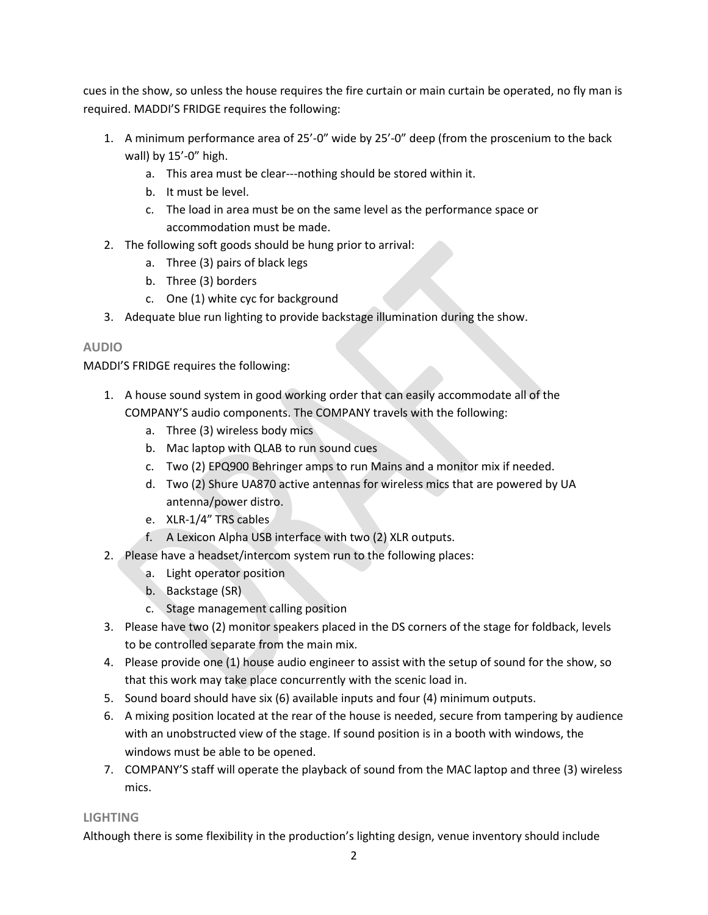cues in the show, so unless the house requires the fire curtain or main curtain be operated, no fly man is required. MADDI'S FRIDGE requires the following:

1. A minimum performance area of 25'-0" wide by 25'-0" deep (from the proscenium to the back wall) by 15'-0" high.
   a. This area must be clear---nothing should be stored within it.
   b. It must be level.
   c. The load in area must be on the same level as the performance space or accommodation must be made.
2. The following soft goods should be hung prior to arrival:
   a. Three (3) pairs of black legs
   b. Three (3) borders
   c. One (1) white cyc for background
3. Adequate blue run lighting to provide backstage illumination during the show.

## AUDIO

MADDI'S FRIDGE requires the following:

1. A house sound system in good working order that can easily accommodate all of the COMPANY'S audio components. The COMPANY travels with the following:
   a. Three (3) wireless body mics
   b. Mac laptop with QLAB to run sound cues
   c. Two (2) EPQ900 Behringer amps to run Mains and a monitor mix if needed.
   d. Two (2) Shure UA870 active antennas for wireless mics that are powered by UA antenna/power distro.
   e. XLR-1/4" TRS cables
   f. A Lexicon Alpha USB interface with two (2) XLR outputs.
2. Please have a headset/intercom system run to the following places:
   a. Light operator position
   b. Backstage (SR)
   c. Stage management calling position
3. Please have two (2) monitor speakers placed in the DS corners of the stage for foldback, levels to be controlled separate from the main mix.
4. Please provide one (1) house audio engineer to assist with the setup of sound for the show, so that this work may take place concurrently with the scenic load in.
5. Sound board should have six (6) available inputs and four (4) minimum outputs.
6. A mixing position located at the rear of the house is needed, secure from tampering by audience with an unobstructed view of the stage. If sound position is in a booth with windows, the windows must be able to be opened.
7. COMPANY'S staff will operate the playback of sound from the MAC laptop and three (3) wireless mics.

## LIGHTING

Although there is some flexibility in the production's lighting design, venue inventory should include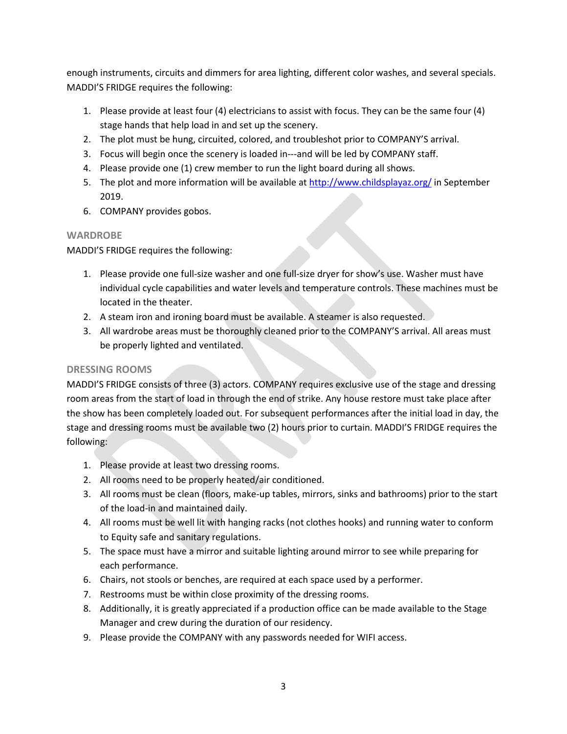enough instruments, circuits and dimmers for area lighting, different color washes, and several specials. MADDI'S FRIDGE requires the following:

1. Please provide at least four (4) electricians to assist with focus. They can be the same four (4) stage hands that help load in and set up the scenery.
2. The plot must be hung, circuited, colored, and troubleshot prior to COMPANY'S arrival.
3. Focus will begin once the scenery is loaded in---and will be led by COMPANY staff.
4. Please provide one (1) crew member to run the light board during all shows.
5. The plot and more information will be available at http://www.childsplayaz.org/ in September 2019.
6. COMPANY provides gobos.

### WARDROBE

MADDI'S FRIDGE requires the following:

1. Please provide one full-size washer and one full-size dryer for show's use. Washer must have individual cycle capabilities and water levels and temperature controls. These machines must be located in the theater.
2. A steam iron and ironing board must be available. A steamer is also requested.
3. All wardrobe areas must be thoroughly cleaned prior to the COMPANY'S arrival. All areas must be properly lighted and ventilated.

### DRESSING ROOMS

MADDI'S FRIDGE consists of three (3) actors. COMPANY requires exclusive use of the stage and dressing room areas from the start of load in through the end of strike. Any house restore must take place after the show has been completely loaded out. For subsequent performances after the initial load in day, the stage and dressing rooms must be available two (2) hours prior to curtain. MADDI'S FRIDGE requires the following:

1. Please provide at least two dressing rooms.
2. All rooms need to be properly heated/air conditioned.
3. All rooms must be clean (floors, make-up tables, mirrors, sinks and bathrooms) prior to the start of the load-in and maintained daily.
4. All rooms must be well lit with hanging racks (not clothes hooks) and running water to conform to Equity safe and sanitary regulations.
5. The space must have a mirror and suitable lighting around mirror to see while preparing for each performance.
6. Chairs, not stools or benches, are required at each space used by a performer.
7. Restrooms must be within close proximity of the dressing rooms.
8. Additionally, it is greatly appreciated if a production office can be made available to the Stage Manager and crew during the duration of our residency.
9. Please provide the COMPANY with any passwords needed for WIFI access.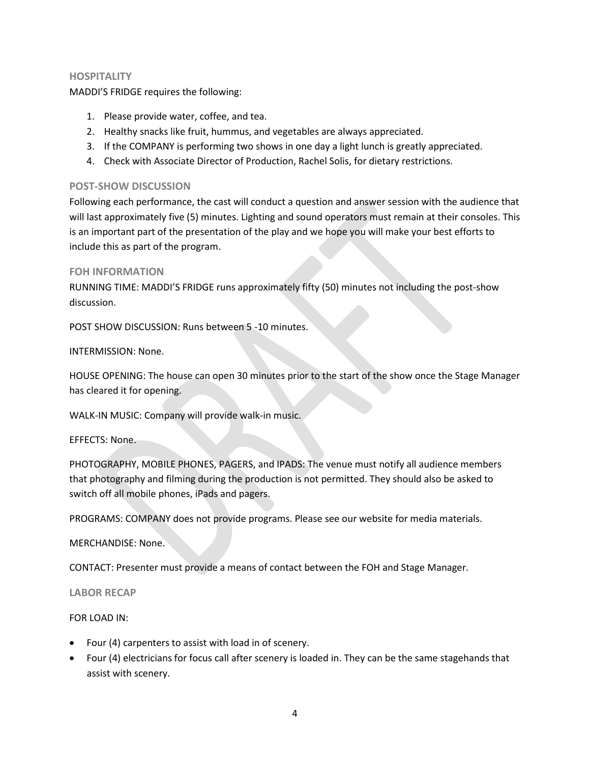## HOSPITALITY

MADDI'S FRIDGE requires the following:

1. Please provide water, coffee, and tea.
2. Healthy snacks like fruit, hummus, and vegetables are always appreciated.
3. If the COMPANY is performing two shows in one day a light lunch is greatly appreciated.
4. Check with Associate Director of Production, Rachel Solis, for dietary restrictions.

## POST-SHOW DISCUSSION

Following each performance, the cast will conduct a question and answer session with the audience that will last approximately five (5) minutes. Lighting and sound operators must remain at their consoles. This is an important part of the presentation of the play and we hope you will make your best efforts to include this as part of the program.

## FOH INFORMATION

RUNNING TIME: MADDI'S FRIDGE runs approximately fifty (50) minutes not including the post-show discussion.

POST SHOW DISCUSSION: Runs between 5 -10 minutes.

INTERMISSION: None.

HOUSE OPENING: The house can open 30 minutes prior to the start of the show once the Stage Manager has cleared it for opening.

WALK-IN MUSIC: Company will provide walk-in music.

EFFECTS: None.

PHOTOGRAPHY, MOBILE PHONES, PAGERS, and IPADS: The venue must notify all audience members that photography and filming during the production is not permitted. They should also be asked to switch off all mobile phones, iPads and pagers.

PROGRAMS: COMPANY does not provide programs. Please see our website for media materials.

MERCHANDISE: None.

CONTACT: Presenter must provide a means of contact between the FOH and Stage Manager.

## LABOR RECAP

FOR LOAD IN:

- Four (4) carpenters to assist with load in of scenery.
- Four (4) electricians for focus call after scenery is loaded in. They can be the same stagehands that assist with scenery.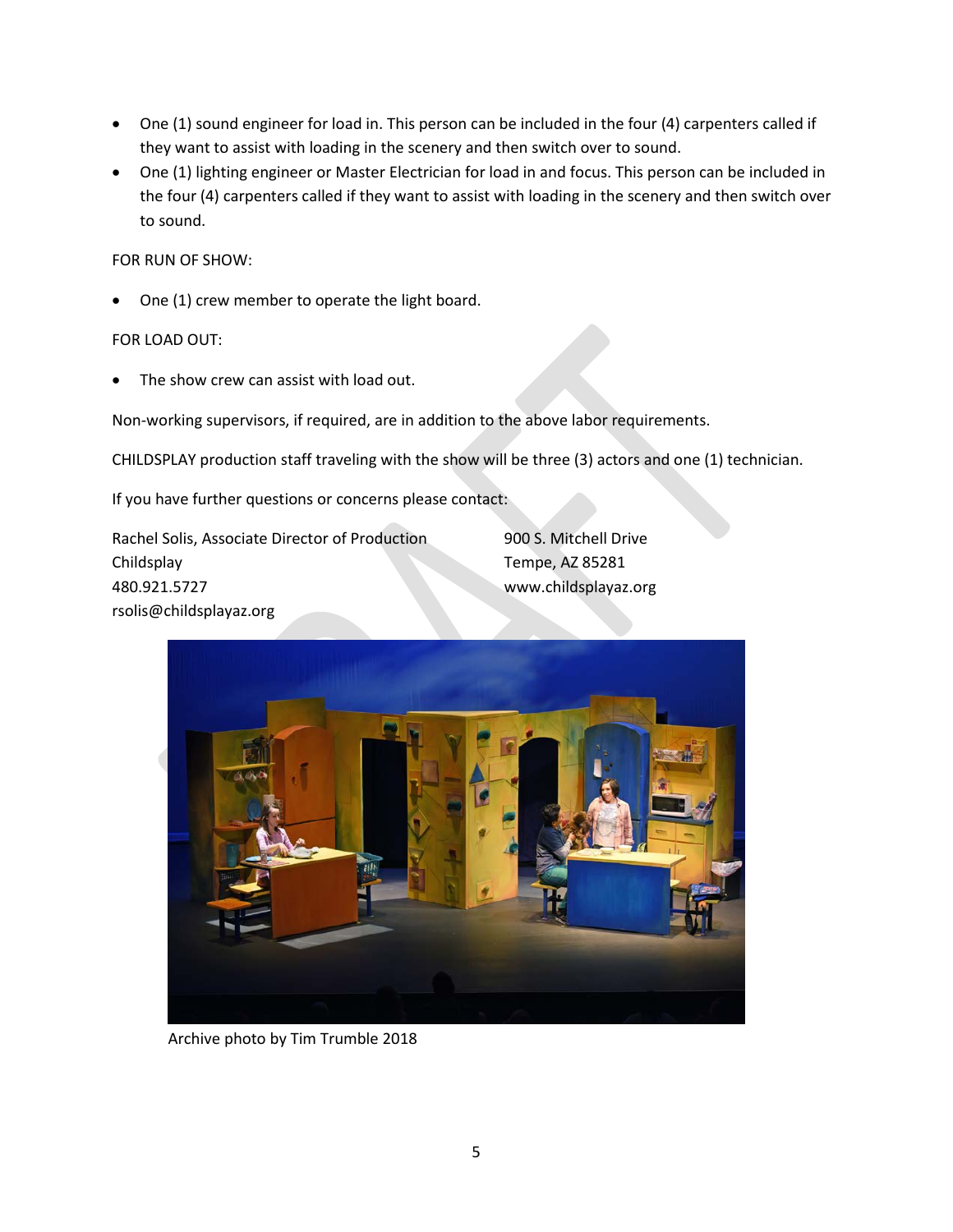- One (1) sound engineer for load in. This person can be included in the four (4) carpenters called if they want to assist with loading in the scenery and then switch over to sound.
- One (1) lighting engineer or Master Electrician for load in and focus. This person can be included in the four (4) carpenters called if they want to assist with loading in the scenery and then switch over to sound.

FOR RUN OF SHOW:

- One (1) crew member to operate the light board.

FOR LOAD OUT:

- The show crew can assist with load out.

Non-working supervisors, if required, are in addition to the above labor requirements.

CHILDSPLAY production staff traveling with the show will be three (3) actors and one (1) technician.

If you have further questions or concerns please contact:

Rachel Solis, Associate Director of Production
Childsplay
480.921.5727
rsolis@childsplayaz.org

900 S. Mitchell Drive
Tempe, AZ 85281
www.childsplayaz.org

Archive photo by Tim Trumble 2018